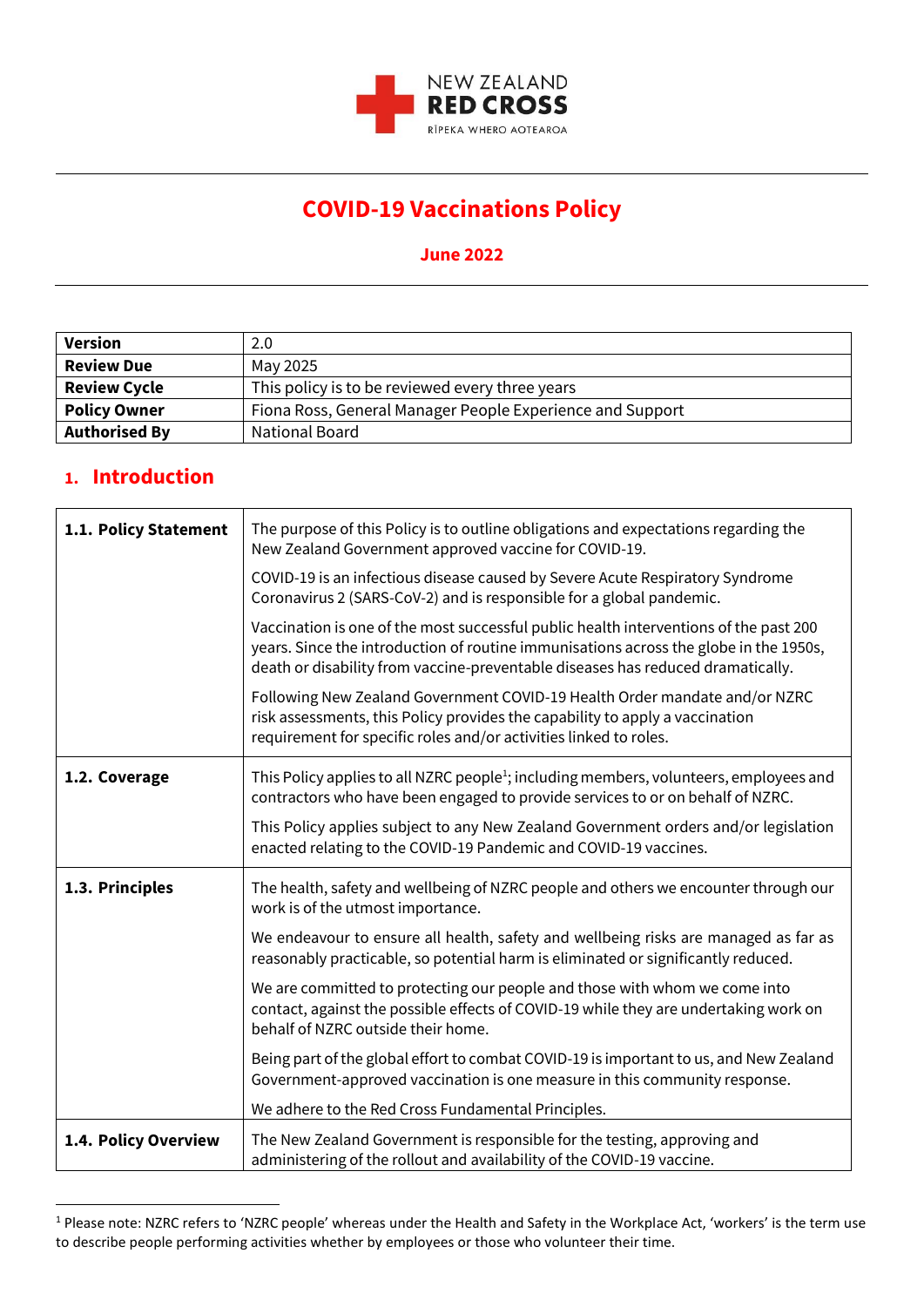NEW ZEALAND **RED CROSS**
RĪPEKA WHERO AOTEAROA

# COVID-19 Vaccinations Policy

**June 2022**

| | |
|---|---|
| **Version** | 2.0 |
| **Review Due** | May 2025 |
| **Review Cycle** | This policy is to be reviewed every three years |
| **Policy Owner** | Fiona Ross, General Manager People Experience and Support |
| **Authorised By** | National Board |

## 1. Introduction

| | |
|---|---|
| **1.1. Policy Statement** | The purpose of this Policy is to outline obligations and expectations regarding the New Zealand Government approved vaccine for COVID-19.<br><br>COVID-19 is an infectious disease caused by Severe Acute Respiratory Syndrome Coronavirus 2 (SARS-CoV-2) and is responsible for a global pandemic.<br><br>Vaccination is one of the most successful public health interventions of the past 200 years. Since the introduction of routine immunisations across the globe in the 1950s, death or disability from vaccine-preventable diseases has reduced dramatically.<br><br>Following New Zealand Government COVID-19 Health Order mandate and/or NZRC risk assessments, this Policy provides the capability to apply a vaccination requirement for specific roles and/or activities linked to roles. |
| **1.2. Coverage** | This Policy applies to all NZRC people[1]; including members, volunteers, employees and contractors who have been engaged to provide services to or on behalf of NZRC.<br><br>This Policy applies subject to any New Zealand Government orders and/or legislation enacted relating to the COVID-19 Pandemic and COVID-19 vaccines. |
| **1.3. Principles** | The health, safety and wellbeing of NZRC people and others we encounter through our work is of the utmost importance.<br><br>We endeavour to ensure all health, safety and wellbeing risks are managed as far as reasonably practicable, so potential harm is eliminated or significantly reduced.<br><br>We are committed to protecting our people and those with whom we come into contact, against the possible effects of COVID-19 while they are undertaking work on behalf of NZRC outside their home.<br><br>Being part of the global effort to combat COVID-19 is important to us, and New Zealand Government-approved vaccination is one measure in this community response.<br><br>We adhere to the Red Cross Fundamental Principles. |
| **1.4. Policy Overview** | The New Zealand Government is responsible for the testing, approving and administering of the rollout and availability of the COVID-19 vaccine. |

[1] Please note: NZRC refers to 'NZRC people' whereas under the Health and Safety in the Workplace Act, 'workers' is the term use to describe people performing activities whether by employees or those who volunteer their time.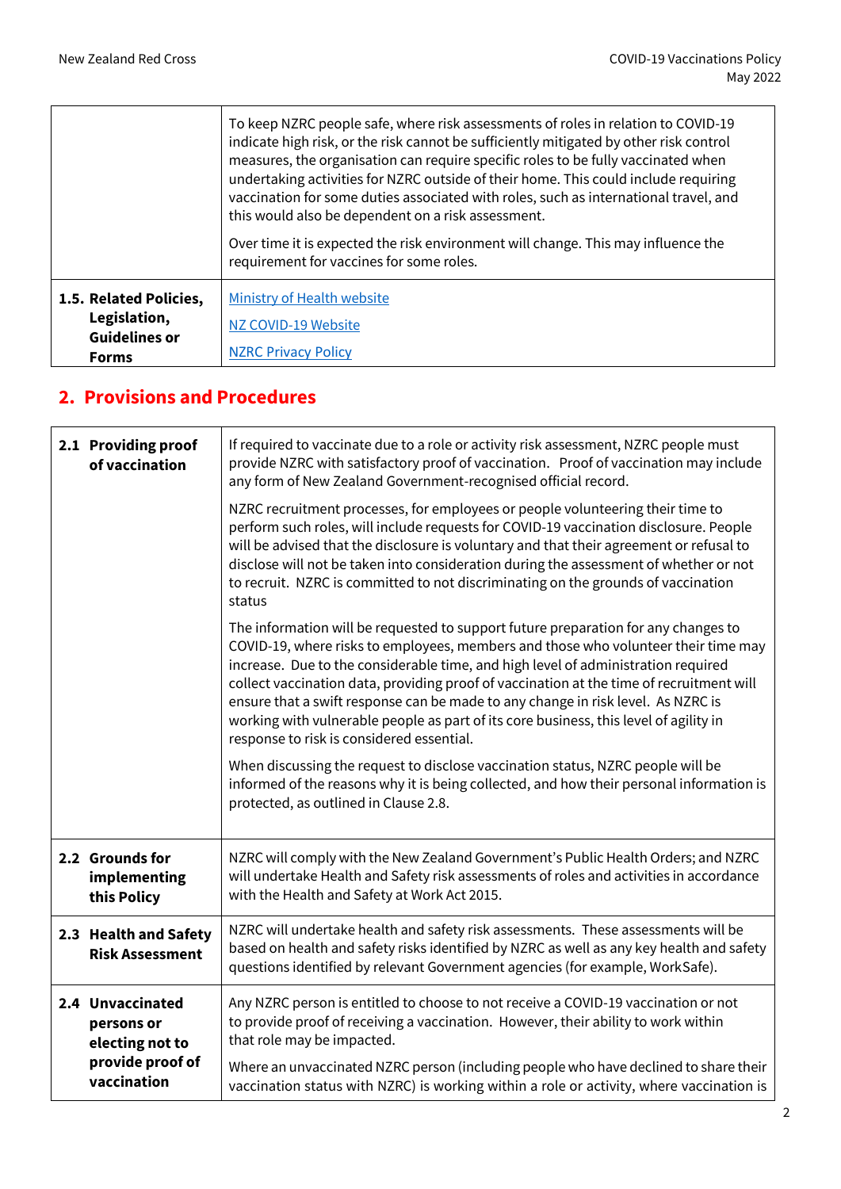| | |
|---|---|
| | To keep NZRC people safe, where risk assessments of roles in relation to COVID-19 indicate high risk, or the risk cannot be sufficiently mitigated by other risk control measures, the organisation can require specific roles to be fully vaccinated when undertaking activities for NZRC outside of their home. This could include requiring vaccination for some duties associated with roles, such as international travel, and this would also be dependent on a risk assessment.<br><br>Over time it is expected the risk environment will change. This may influence the requirement for vaccines for some roles. |
| **1.5. Related Policies, Legislation, Guidelines or Forms** | Ministry of Health website<br><br>NZ COVID-19 Website<br><br>NZRC Privacy Policy |

## 2. Provisions and Procedures

| | |
|---|---|
| **2.1 Providing proof of vaccination** | If required to vaccinate due to a role or activity risk assessment, NZRC people must provide NZRC with satisfactory proof of vaccination. Proof of vaccination may include any form of New Zealand Government-recognised official record.<br><br>NZRC recruitment processes, for employees or people volunteering their time to perform such roles, will include requests for COVID-19 vaccination disclosure. People will be advised that the disclosure is voluntary and that their agreement or refusal to disclose will not be taken into consideration during the assessment of whether or not to recruit. NZRC is committed to not discriminating on the grounds of vaccination status<br><br>The information will be requested to support future preparation for any changes to COVID-19, where risks to employees, members and those who volunteer their time may increase. Due to the considerable time, and high level of administration required collect vaccination data, providing proof of vaccination at the time of recruitment will ensure that a swift response can be made to any change in risk level. As NZRC is working with vulnerable people as part of its core business, this level of agility in response to risk is considered essential.<br><br>When discussing the request to disclose vaccination status, NZRC people will be informed of the reasons why it is being collected, and how their personal information is protected, as outlined in Clause 2.8. |
| **2.2 Grounds for implementing this Policy** | NZRC will comply with the New Zealand Government's Public Health Orders; and NZRC will undertake Health and Safety risk assessments of roles and activities in accordance with the Health and Safety at Work Act 2015. |
| **2.3 Health and Safety Risk Assessment** | NZRC will undertake health and safety risk assessments. These assessments will be based on health and safety risks identified by NZRC as well as any key health and safety questions identified by relevant Government agencies (for example, WorkSafe). |
| **2.4 Unvaccinated persons or electing not to provide proof of vaccination** | Any NZRC person is entitled to choose to not receive a COVID-19 vaccination or not to provide proof of receiving a vaccination. However, their ability to work within that role may be impacted.<br><br>Where an unvaccinated NZRC person (including people who have declined to share their vaccination status with NZRC) is working within a role or activity, where vaccination is |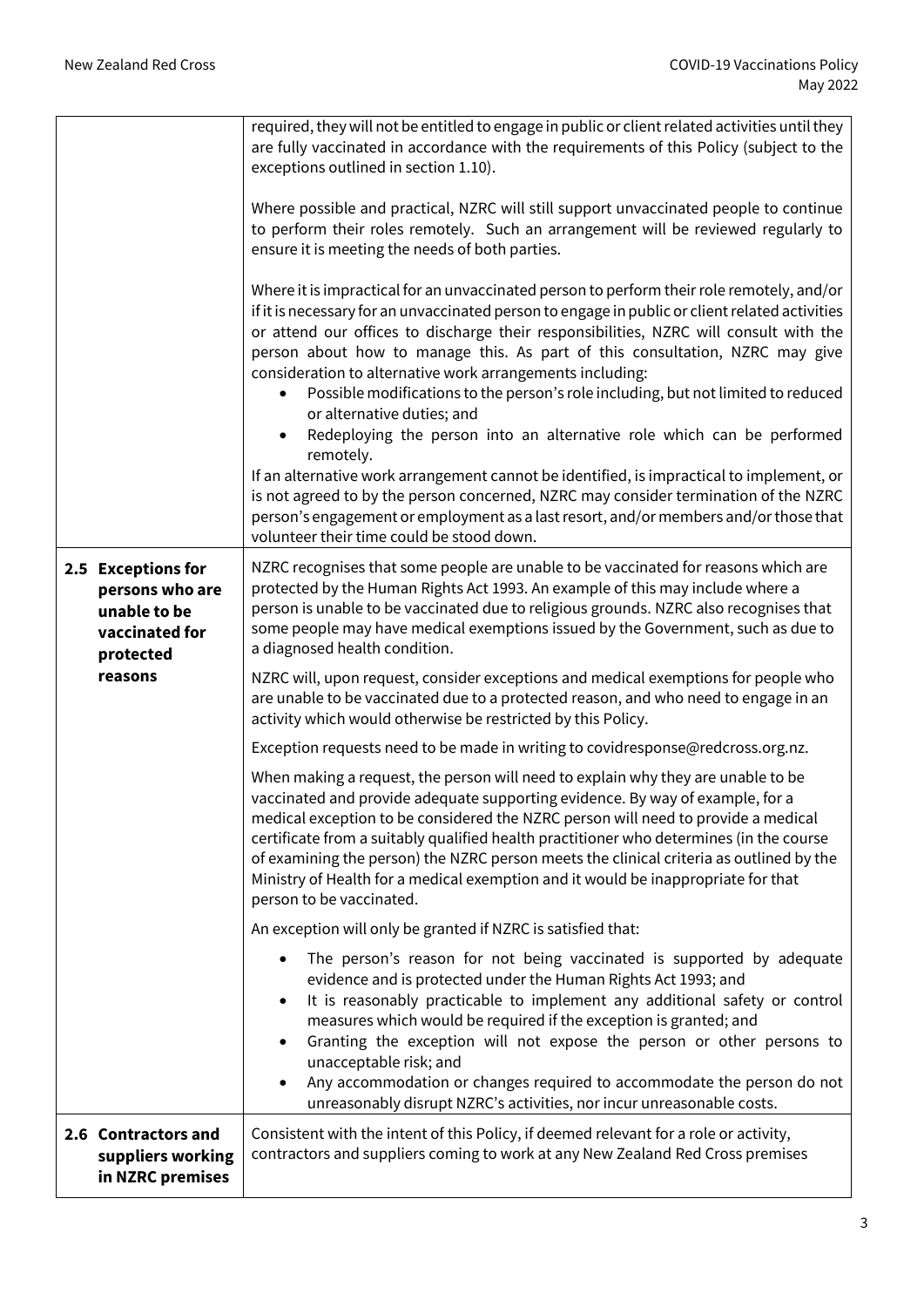| | |
|---|---|
| | required, they will not be entitled to engage in public or client related activities until they are fully vaccinated in accordance with the requirements of this Policy (subject to the exceptions outlined in section 1.10).<br><br>Where possible and practical, NZRC will still support unvaccinated people to continue to perform their roles remotely. Such an arrangement will be reviewed regularly to ensure it is meeting the needs of both parties.<br><br>Where it is impractical for an unvaccinated person to perform their role remotely, and/or if it is necessary for an unvaccinated person to engage in public or client related activities or attend our offices to discharge their responsibilities, NZRC will consult with the person about how to manage this. As part of this consultation, NZRC may give consideration to alternative work arrangements including:<br>• Possible modifications to the person's role including, but not limited to reduced or alternative duties; and<br>• Redeploying the person into an alternative role which can be performed remotely.<br>If an alternative work arrangement cannot be identified, is impractical to implement, or is not agreed to by the person concerned, NZRC may consider termination of the NZRC person's engagement or employment as a last resort, and/or members and/or those that volunteer their time could be stood down. |
| **2.5 Exceptions for persons who are unable to be vaccinated for protected reasons** | NZRC recognises that some people are unable to be vaccinated for reasons which are protected by the Human Rights Act 1993. An example of this may include where a person is unable to be vaccinated due to religious grounds. NZRC also recognises that some people may have medical exemptions issued by the Government, such as due to a diagnosed health condition.<br><br>NZRC will, upon request, consider exceptions and medical exemptions for people who are unable to be vaccinated due to a protected reason, and who need to engage in an activity which would otherwise be restricted by this Policy.<br><br>Exception requests need to be made in writing to covidresponse@redcross.org.nz.<br><br>When making a request, the person will need to explain why they are unable to be vaccinated and provide adequate supporting evidence. By way of example, for a medical exception to be considered the NZRC person will need to provide a medical certificate from a suitably qualified health practitioner who determines (in the course of examining the person) the NZRC person meets the clinical criteria as outlined by the Ministry of Health for a medical exemption and it would be inappropriate for that person to be vaccinated.<br><br>An exception will only be granted if NZRC is satisfied that:<br>• The person's reason for not being vaccinated is supported by adequate evidence and is protected under the Human Rights Act 1993; and<br>• It is reasonably practicable to implement any additional safety or control measures which would be required if the exception is granted; and<br>• Granting the exception will not expose the person or other persons to unacceptable risk; and<br>• Any accommodation or changes required to accommodate the person do not unreasonably disrupt NZRC's activities, nor incur unreasonable costs. |
| **2.6 Contractors and suppliers working in NZRC premises** | Consistent with the intent of this Policy, if deemed relevant for a role or activity, contractors and suppliers coming to work at any New Zealand Red Cross premises |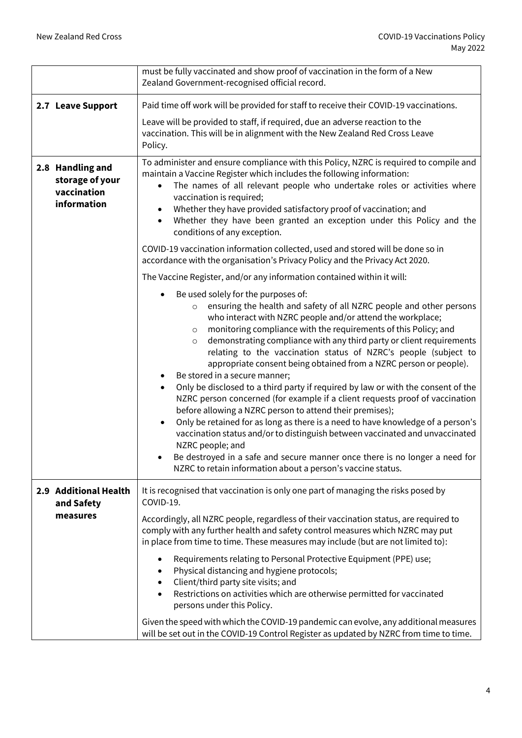| | |
|---|---|
| | must be fully vaccinated and show proof of vaccination in the form of a New Zealand Government-recognised official record. |
| **2.7 Leave Support** | Paid time off work will be provided for staff to receive their COVID-19 vaccinations.<br><br>Leave will be provided to staff, if required, due an adverse reaction to the vaccination. This will be in alignment with the New Zealand Red Cross Leave Policy. |
| **2.8 Handling and storage of your vaccination information** | To administer and ensure compliance with this Policy, NZRC is required to compile and maintain a Vaccine Register which includes the following information:<br>• The names of all relevant people who undertake roles or activities where vaccination is required;<br>• Whether they have provided satisfactory proof of vaccination; and<br>• Whether they have been granted an exception under this Policy and the conditions of any exception.<br><br>COVID-19 vaccination information collected, used and stored will be done so in accordance with the organisation's Privacy Policy and the Privacy Act 2020.<br><br>The Vaccine Register, and/or any information contained within it will:<br>• Be used solely for the purposes of:<br>  ○ ensuring the health and safety of all NZRC people and other persons who interact with NZRC people and/or attend the workplace;<br>  ○ monitoring compliance with the requirements of this Policy; and<br>  ○ demonstrating compliance with any third party or client requirements relating to the vaccination status of NZRC's people (subject to appropriate consent being obtained from a NZRC person or people).<br>• Be stored in a secure manner;<br>• Only be disclosed to a third party if required by law or with the consent of the NZRC person concerned (for example if a client requests proof of vaccination before allowing a NZRC person to attend their premises);<br>• Only be retained for as long as there is a need to have knowledge of a person's vaccination status and/or to distinguish between vaccinated and unvaccinated NZRC people; and<br>• Be destroyed in a safe and secure manner once there is no longer a need for NZRC to retain information about a person's vaccine status. |
| **2.9 Additional Health and Safety measures** | It is recognised that vaccination is only one part of managing the risks posed by COVID-19.<br><br>Accordingly, all NZRC people, regardless of their vaccination status, are required to comply with any further health and safety control measures which NZRC may put in place from time to time. These measures may include (but are not limited to):<br>• Requirements relating to Personal Protective Equipment (PPE) use;<br>• Physical distancing and hygiene protocols;<br>• Client/third party site visits; and<br>• Restrictions on activities which are otherwise permitted for vaccinated persons under this Policy.<br><br>Given the speed with which the COVID-19 pandemic can evolve, any additional measures will be set out in the COVID-19 Control Register as updated by NZRC from time to time. |